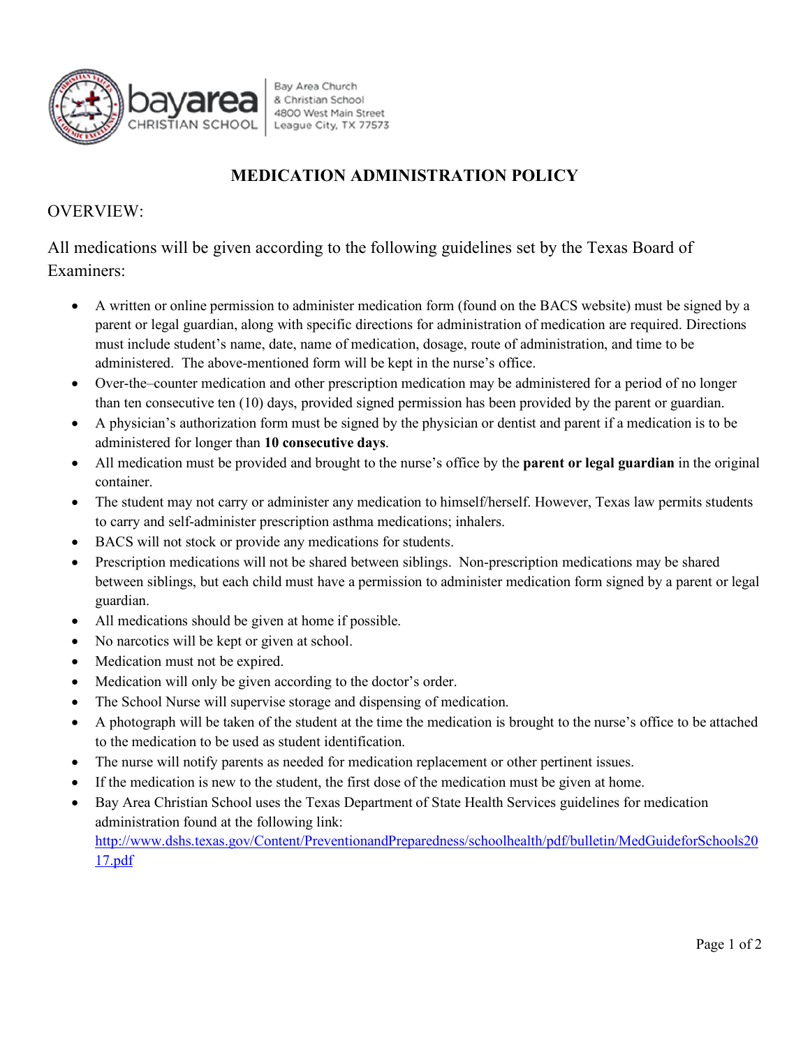Bay Area Church & Christian School
4800 West Main Street
League City, TX 77573

# MEDICATION ADMINISTRATION POLICY

OVERVIEW:

All medications will be given according to the following guidelines set by the Texas Board of Examiners:

- A written or online permission to administer medication form (found on the BACS website) must be signed by a parent or legal guardian, along with specific directions for administration of medication are required. Directions must include student's name, date, name of medication, dosage, route of administration, and time to be administered. The above-mentioned form will be kept in the nurse's office.
- Over-the–counter medication and other prescription medication may be administered for a period of no longer than ten consecutive ten (10) days, provided signed permission has been provided by the parent or guardian.
- A physician's authorization form must be signed by the physician or dentist and parent if a medication is to be administered for longer than **10 consecutive days**.
- All medication must be provided and brought to the nurse's office by the **parent or legal guardian** in the original container.
- The student may not carry or administer any medication to himself/herself. However, Texas law permits students to carry and self-administer prescription asthma medications; inhalers.
- BACS will not stock or provide any medications for students.
- Prescription medications will not be shared between siblings. Non-prescription medications may be shared between siblings, but each child must have a permission to administer medication form signed by a parent or legal guardian.
- All medications should be given at home if possible.
- No narcotics will be kept or given at school.
- Medication must not be expired.
- Medication will only be given according to the doctor's order.
- The School Nurse will supervise storage and dispensing of medication.
- A photograph will be taken of the student at the time the medication is brought to the nurse's office to be attached to the medication to be used as student identification.
- The nurse will notify parents as needed for medication replacement or other pertinent issues.
- If the medication is new to the student, the first dose of the medication must be given at home.
- Bay Area Christian School uses the Texas Department of State Health Services guidelines for medication administration found at the following link: http://www.dshs.texas.gov/Content/PreventionandPreparedness/schoolhealth/pdf/bulletin/MedGuideforSchools2017.pdf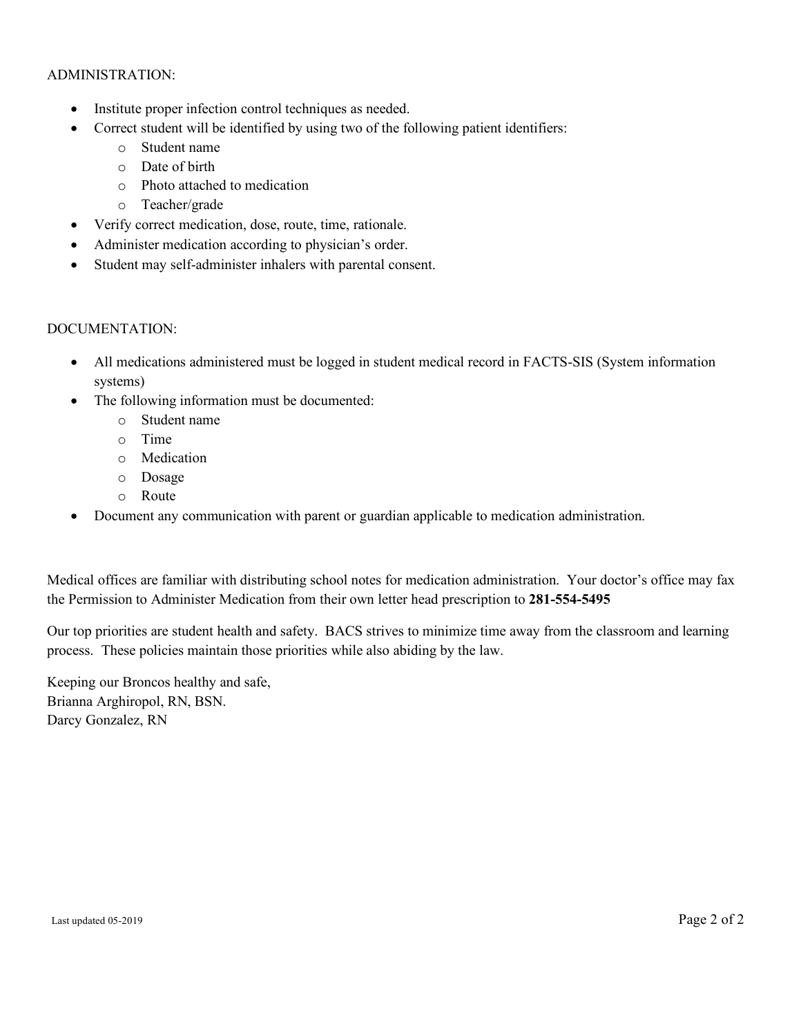ADMINISTRATION:

- Institute proper infection control techniques as needed.
- Correct student will be identified by using two of the following patient identifiers:
  - Student name
  - Date of birth
  - Photo attached to medication
  - Teacher/grade
- Verify correct medication, dose, route, time, rationale.
- Administer medication according to physician's order.
- Student may self-administer inhalers with parental consent.

DOCUMENTATION:

- All medications administered must be logged in student medical record in FACTS-SIS (System information systems)
- The following information must be documented:
  - Student name
  - Time
  - Medication
  - Dosage
  - Route
- Document any communication with parent or guardian applicable to medication administration.

Medical offices are familiar with distributing school notes for medication administration. Your doctor's office may fax the Permission to Administer Medication from their own letter head prescription to **281-554-5495**

Our top priorities are student health and safety. BACS strives to minimize time away from the classroom and learning process. These policies maintain those priorities while also abiding by the law.

Keeping our Broncos healthy and safe,
Brianna Arghiropol, RN, BSN.
Darcy Gonzalez, RN

Last updated 05-2019